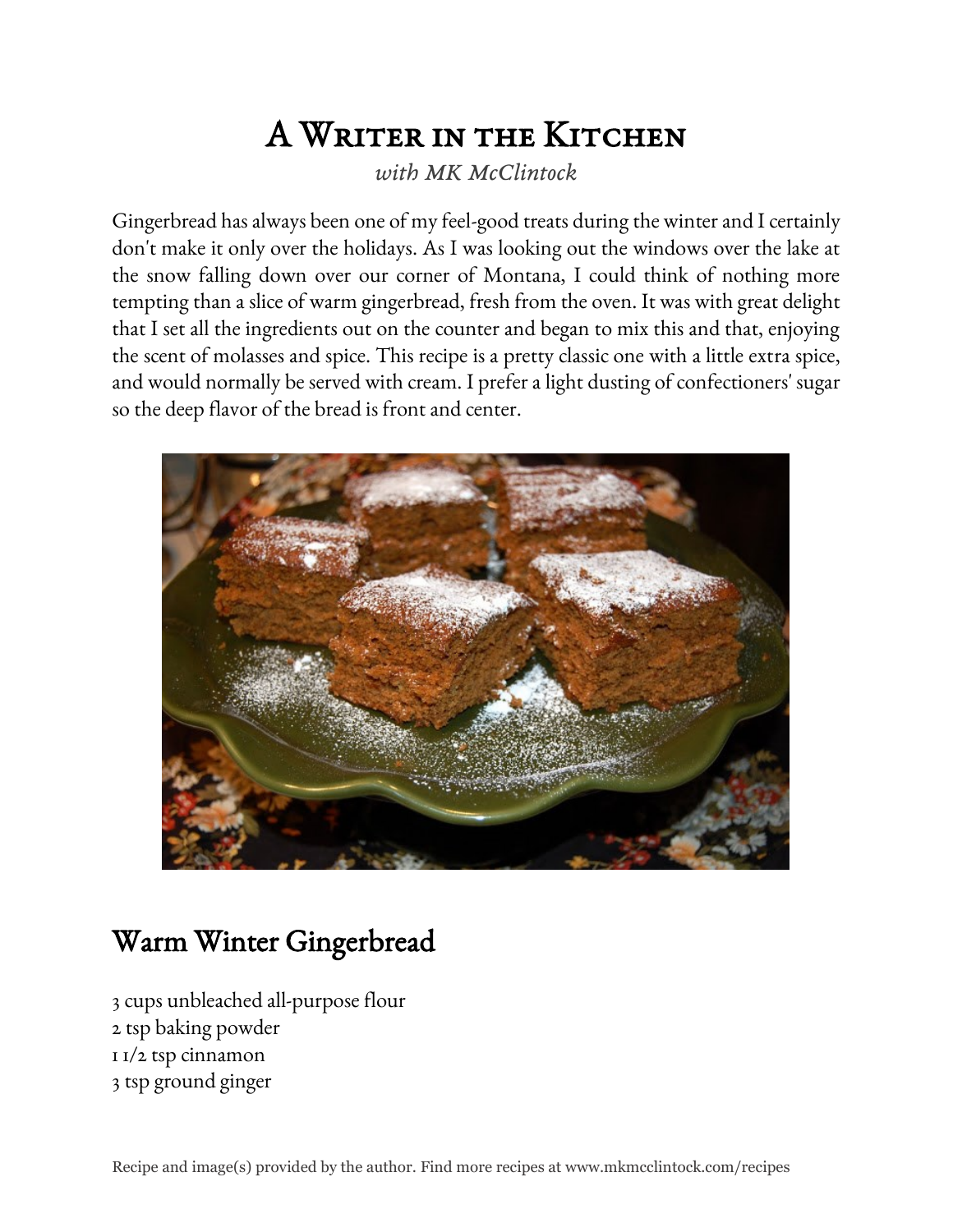# A Writer in the Kitchen

*with MK McClintock*

Gingerbread has always been one of my feel-good treats during the winter and I certainly don't make it only over the holidays. As I was looking out the windows over the lake at the snow falling down over our corner of Montana, I could think of nothing more tempting than a slice of warm gingerbread, fresh from the oven. It was with great delight that I set all the ingredients out on the counter and began to mix this and that, enjoying the scent of molasses and spice. This recipe is a pretty classic one with a little extra spice, and would normally be served with cream. I prefer a light dusting of confectioners' sugar so the deep flavor of the bread is front and center.

## Warm Winter Gingerbread

3 cups unbleached all-purpose flour
2 tsp baking powder
1 1/2 tsp cinnamon
3 tsp ground ginger

Recipe and image(s) provided by the author. Find more recipes at www.mkmcclintock.com/recipes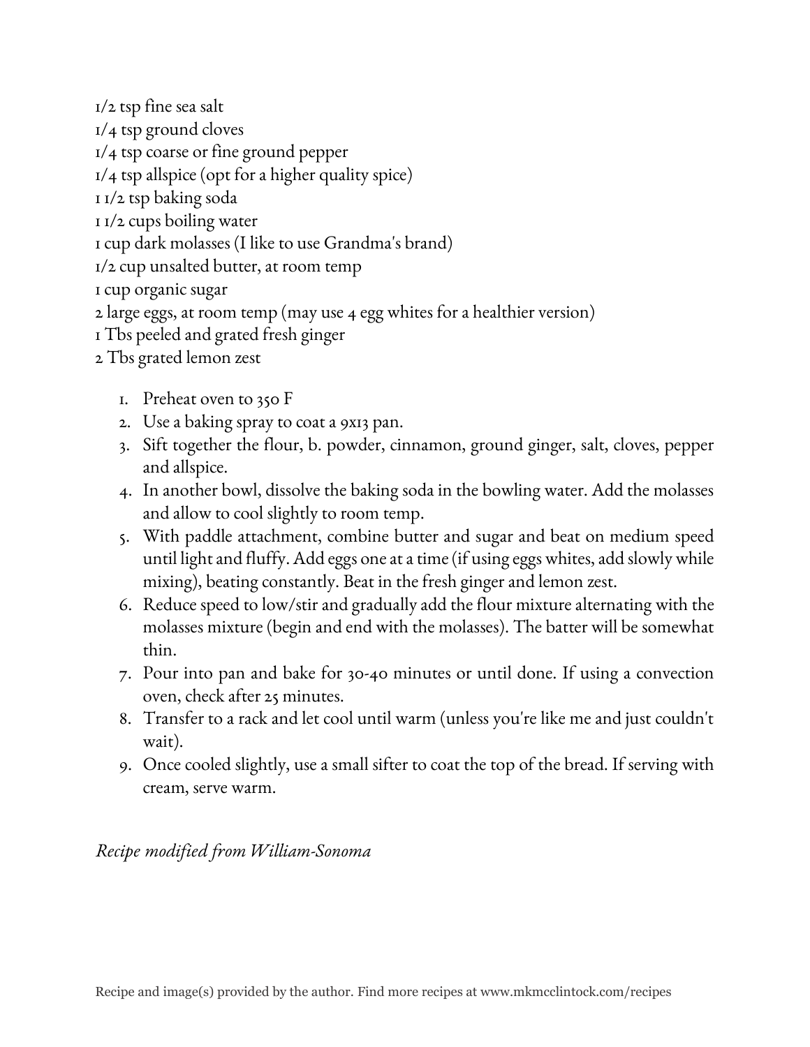1/2 tsp fine sea salt
1/4 tsp ground cloves
1/4 tsp coarse or fine ground pepper
1/4 tsp allspice (opt for a higher quality spice)
1 1/2 tsp baking soda
1 1/2 cups boiling water
1 cup dark molasses (I like to use Grandma's brand)
1/2 cup unsalted butter, at room temp
1 cup organic sugar
2 large eggs, at room temp (may use 4 egg whites for a healthier version)
1 Tbs peeled and grated fresh ginger
2 Tbs grated lemon zest

1. Preheat oven to 350 F
2. Use a baking spray to coat a 9x13 pan.
3. Sift together the flour, b. powder, cinnamon, ground ginger, salt, cloves, pepper and allspice.
4. In another bowl, dissolve the baking soda in the bowling water. Add the molasses and allow to cool slightly to room temp.
5. With paddle attachment, combine butter and sugar and beat on medium speed until light and fluffy. Add eggs one at a time (if using eggs whites, add slowly while mixing), beating constantly. Beat in the fresh ginger and lemon zest.
6. Reduce speed to low/stir and gradually add the flour mixture alternating with the molasses mixture (begin and end with the molasses). The batter will be somewhat thin.
7. Pour into pan and bake for 30-40 minutes or until done. If using a convection oven, check after 25 minutes.
8. Transfer to a rack and let cool until warm (unless you're like me and just couldn't wait).
9. Once cooled slightly, use a small sifter to coat the top of the bread. If serving with cream, serve warm.

*Recipe modified from William-Sonoma*

Recipe and image(s) provided by the author. Find more recipes at www.mkmcclintock.com/recipes